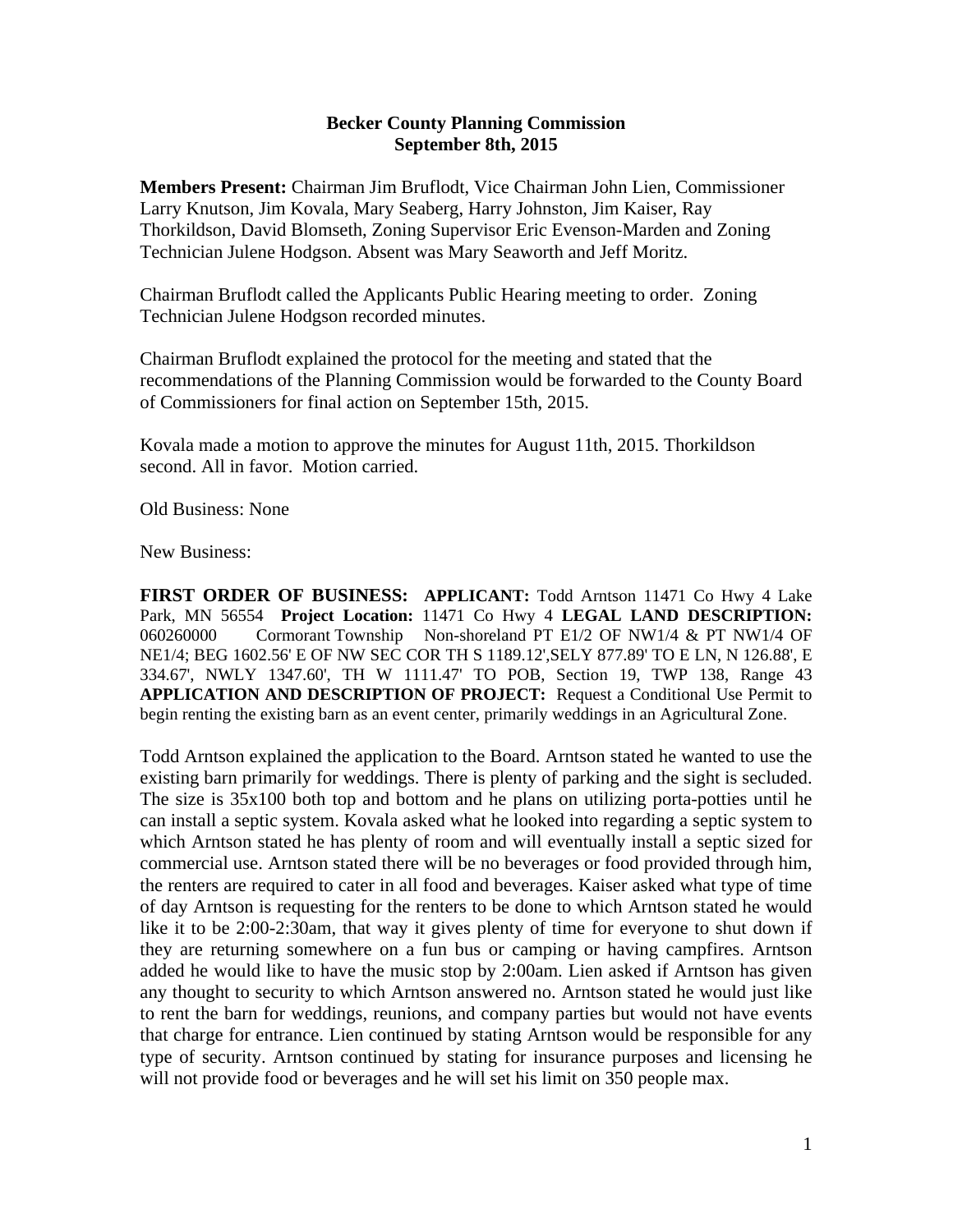**Becker County Planning Commission**
**September 8th, 2015**

**Members Present:** Chairman Jim Bruflodt, Vice Chairman John Lien, Commissioner Larry Knutson, Jim Kovala, Mary Seaberg, Harry Johnston, Jim Kaiser, Ray Thorkildson, David Blomseth, Zoning Supervisor Eric Evenson-Marden and Zoning Technician Julene Hodgson. Absent was Mary Seaworth and Jeff Moritz.

Chairman Bruflodt called the Applicants Public Hearing meeting to order. Zoning Technician Julene Hodgson recorded minutes.

Chairman Bruflodt explained the protocol for the meeting and stated that the recommendations of the Planning Commission would be forwarded to the County Board of Commissioners for final action on September 15th, 2015.

Kovala made a motion to approve the minutes for August 11th, 2015. Thorkildson second. All in favor. Motion carried.

Old Business: None

New Business:

**FIRST ORDER OF BUSINESS: APPLICANT:** Todd Arntson 11471 Co Hwy 4 Lake Park, MN 56554 **Project Location:** 11471 Co Hwy 4 **LEGAL LAND DESCRIPTION:** 060260000 Cormorant Township Non-shoreland PT E1/2 OF NW1/4 & PT NW1/4 OF NE1/4; BEG 1602.56' E OF NW SEC COR TH S 1189.12',SELY 877.89' TO E LN, N 126.88', E 334.67', NWLY 1347.60', TH W 1111.47' TO POB, Section 19, TWP 138, Range 43 **APPLICATION AND DESCRIPTION OF PROJECT:** Request a Conditional Use Permit to begin renting the existing barn as an event center, primarily weddings in an Agricultural Zone.

Todd Arntson explained the application to the Board. Arntson stated he wanted to use the existing barn primarily for weddings. There is plenty of parking and the sight is secluded. The size is 35x100 both top and bottom and he plans on utilizing porta-potties until he can install a septic system. Kovala asked what he looked into regarding a septic system to which Arntson stated he has plenty of room and will eventually install a septic sized for commercial use. Arntson stated there will be no beverages or food provided through him, the renters are required to cater in all food and beverages. Kaiser asked what type of time of day Arntson is requesting for the renters to be done to which Arntson stated he would like it to be 2:00-2:30am, that way it gives plenty of time for everyone to shut down if they are returning somewhere on a fun bus or camping or having campfires. Arntson added he would like to have the music stop by 2:00am. Lien asked if Arntson has given any thought to security to which Arntson answered no. Arntson stated he would just like to rent the barn for weddings, reunions, and company parties but would not have events that charge for entrance. Lien continued by stating Arntson would be responsible for any type of security. Arntson continued by stating for insurance purposes and licensing he will not provide food or beverages and he will set his limit on 350 people max.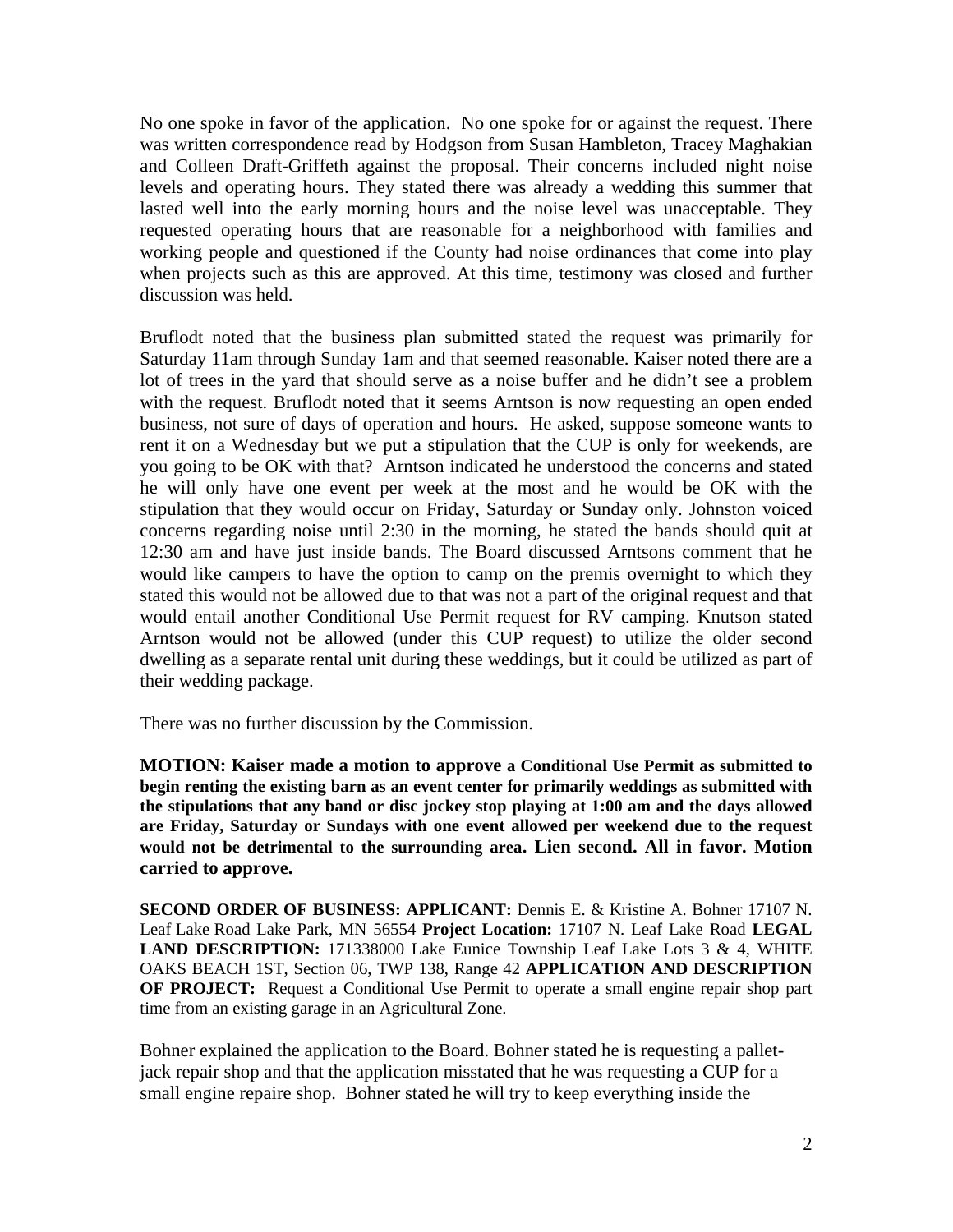No one spoke in favor of the application. No one spoke for or against the request. There was written correspondence read by Hodgson from Susan Hambleton, Tracey Maghakian and Colleen Draft-Griffeth against the proposal. Their concerns included night noise levels and operating hours. They stated there was already a wedding this summer that lasted well into the early morning hours and the noise level was unacceptable. They requested operating hours that are reasonable for a neighborhood with families and working people and questioned if the County had noise ordinances that come into play when projects such as this are approved. At this time, testimony was closed and further discussion was held.

Bruflodt noted that the business plan submitted stated the request was primarily for Saturday 11am through Sunday 1am and that seemed reasonable. Kaiser noted there are a lot of trees in the yard that should serve as a noise buffer and he didn't see a problem with the request. Bruflodt noted that it seems Arntson is now requesting an open ended business, not sure of days of operation and hours. He asked, suppose someone wants to rent it on a Wednesday but we put a stipulation that the CUP is only for weekends, are you going to be OK with that? Arntson indicated he understood the concerns and stated he will only have one event per week at the most and he would be OK with the stipulation that they would occur on Friday, Saturday or Sunday only. Johnston voiced concerns regarding noise until 2:30 in the morning, he stated the bands should quit at 12:30 am and have just inside bands. The Board discussed Arntsons comment that he would like campers to have the option to camp on the premis overnight to which they stated this would not be allowed due to that was not a part of the original request and that would entail another Conditional Use Permit request for RV camping. Knutson stated Arntson would not be allowed (under this CUP request) to utilize the older second dwelling as a separate rental unit during these weddings, but it could be utilized as part of their wedding package.

There was no further discussion by the Commission.

**MOTION: Kaiser made a motion to approve a Conditional Use Permit as submitted to begin renting the existing barn as an event center for primarily weddings as submitted with the stipulations that any band or disc jockey stop playing at 1:00 am and the days allowed are Friday, Saturday or Sundays with one event allowed per weekend due to the request would not be detrimental to the surrounding area. Lien second. All in favor. Motion carried to approve.**

**SECOND ORDER OF BUSINESS: APPLICANT:** Dennis E. & Kristine A. Bohner 17107 N. Leaf Lake Road Lake Park, MN 56554 **Project Location:** 17107 N. Leaf Lake Road **LEGAL LAND DESCRIPTION:** 171338000 Lake Eunice Township Leaf Lake Lots 3 & 4, WHITE OAKS BEACH 1ST, Section 06, TWP 138, Range 42 **APPLICATION AND DESCRIPTION OF PROJECT:** Request a Conditional Use Permit to operate a small engine repair shop part time from an existing garage in an Agricultural Zone.

Bohner explained the application to the Board. Bohner stated he is requesting a pallet-jack repair shop and that the application misstated that he was requesting a CUP for a small engine repaire shop. Bohner stated he will try to keep everything inside the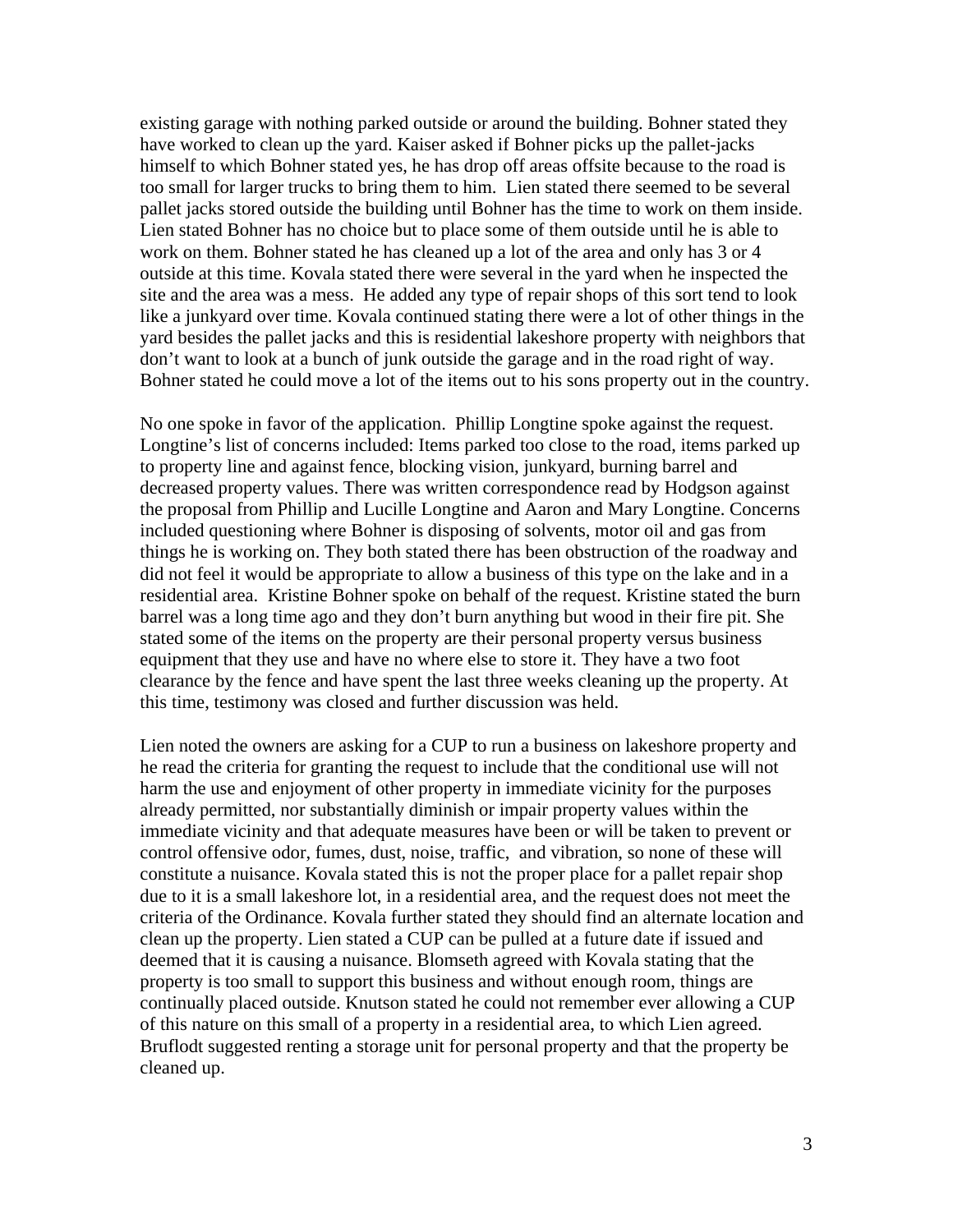existing garage with nothing parked outside or around the building. Bohner stated they have worked to clean up the yard. Kaiser asked if Bohner picks up the pallet-jacks himself to which Bohner stated yes, he has drop off areas offsite because to the road is too small for larger trucks to bring them to him. Lien stated there seemed to be several pallet jacks stored outside the building until Bohner has the time to work on them inside. Lien stated Bohner has no choice but to place some of them outside until he is able to work on them. Bohner stated he has cleaned up a lot of the area and only has 3 or 4 outside at this time. Kovala stated there were several in the yard when he inspected the site and the area was a mess. He added any type of repair shops of this sort tend to look like a junkyard over time. Kovala continued stating there were a lot of other things in the yard besides the pallet jacks and this is residential lakeshore property with neighbors that don't want to look at a bunch of junk outside the garage and in the road right of way. Bohner stated he could move a lot of the items out to his sons property out in the country.

No one spoke in favor of the application. Phillip Longtine spoke against the request. Longtine's list of concerns included: Items parked too close to the road, items parked up to property line and against fence, blocking vision, junkyard, burning barrel and decreased property values. There was written correspondence read by Hodgson against the proposal from Phillip and Lucille Longtine and Aaron and Mary Longtine. Concerns included questioning where Bohner is disposing of solvents, motor oil and gas from things he is working on. They both stated there has been obstruction of the roadway and did not feel it would be appropriate to allow a business of this type on the lake and in a residential area. Kristine Bohner spoke on behalf of the request. Kristine stated the burn barrel was a long time ago and they don't burn anything but wood in their fire pit. She stated some of the items on the property are their personal property versus business equipment that they use and have no where else to store it. They have a two foot clearance by the fence and have spent the last three weeks cleaning up the property. At this time, testimony was closed and further discussion was held.

Lien noted the owners are asking for a CUP to run a business on lakeshore property and he read the criteria for granting the request to include that the conditional use will not harm the use and enjoyment of other property in immediate vicinity for the purposes already permitted, nor substantially diminish or impair property values within the immediate vicinity and that adequate measures have been or will be taken to prevent or control offensive odor, fumes, dust, noise, traffic, and vibration, so none of these will constitute a nuisance. Kovala stated this is not the proper place for a pallet repair shop due to it is a small lakeshore lot, in a residential area, and the request does not meet the criteria of the Ordinance. Kovala further stated they should find an alternate location and clean up the property. Lien stated a CUP can be pulled at a future date if issued and deemed that it is causing a nuisance. Blomseth agreed with Kovala stating that the property is too small to support this business and without enough room, things are continually placed outside. Knutson stated he could not remember ever allowing a CUP of this nature on this small of a property in a residential area, to which Lien agreed. Bruflodt suggested renting a storage unit for personal property and that the property be cleaned up.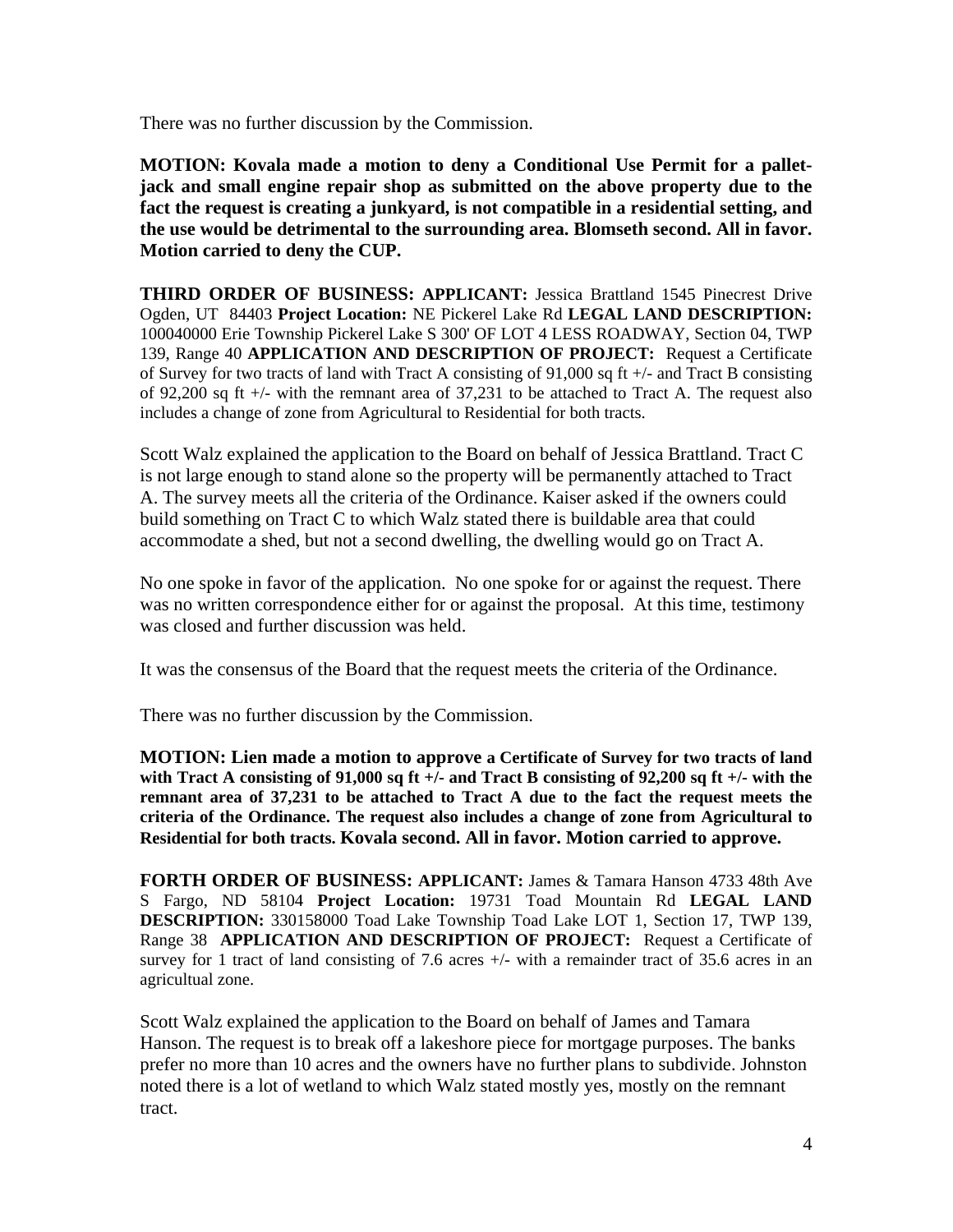There was no further discussion by the Commission.

**MOTION: Kovala made a motion to deny a Conditional Use Permit for a pallet-jack and small engine repair shop as submitted on the above property due to the fact the request is creating a junkyard, is not compatible in a residential setting, and the use would be detrimental to the surrounding area. Blomseth second. All in favor. Motion carried to deny the CUP.**

**THIRD ORDER OF BUSINESS: APPLICANT:** Jessica Brattland 1545 Pinecrest Drive Ogden, UT 84403 **Project Location:** NE Pickerel Lake Rd **LEGAL LAND DESCRIPTION:** 100040000 Erie Township Pickerel Lake S 300' OF LOT 4 LESS ROADWAY, Section 04, TWP 139, Range 40 **APPLICATION AND DESCRIPTION OF PROJECT:** Request a Certificate of Survey for two tracts of land with Tract A consisting of 91,000 sq ft +/- and Tract B consisting of 92,200 sq ft +/- with the remnant area of 37,231 to be attached to Tract A. The request also includes a change of zone from Agricultural to Residential for both tracts.

Scott Walz explained the application to the Board on behalf of Jessica Brattland. Tract C is not large enough to stand alone so the property will be permanently attached to Tract A. The survey meets all the criteria of the Ordinance. Kaiser asked if the owners could build something on Tract C to which Walz stated there is buildable area that could accommodate a shed, but not a second dwelling, the dwelling would go on Tract A.

No one spoke in favor of the application. No one spoke for or against the request. There was no written correspondence either for or against the proposal. At this time, testimony was closed and further discussion was held.

It was the consensus of the Board that the request meets the criteria of the Ordinance.

There was no further discussion by the Commission.

**MOTION: Lien made a motion to approve a Certificate of Survey for two tracts of land with Tract A consisting of 91,000 sq ft +/- and Tract B consisting of 92,200 sq ft +/- with the remnant area of 37,231 to be attached to Tract A due to the fact the request meets the criteria of the Ordinance. The request also includes a change of zone from Agricultural to Residential for both tracts. Kovala second. All in favor. Motion carried to approve.**

**FORTH ORDER OF BUSINESS: APPLICANT:** James & Tamara Hanson 4733 48th Ave S Fargo, ND 58104 **Project Location:** 19731 Toad Mountain Rd **LEGAL LAND DESCRIPTION:** 330158000 Toad Lake Township Toad Lake LOT 1, Section 17, TWP 139, Range 38 **APPLICATION AND DESCRIPTION OF PROJECT:** Request a Certificate of survey for 1 tract of land consisting of 7.6 acres +/- with a remainder tract of 35.6 acres in an agricultual zone.

Scott Walz explained the application to the Board on behalf of James and Tamara Hanson. The request is to break off a lakeshore piece for mortgage purposes. The banks prefer no more than 10 acres and the owners have no further plans to subdivide. Johnston noted there is a lot of wetland to which Walz stated mostly yes, mostly on the remnant tract.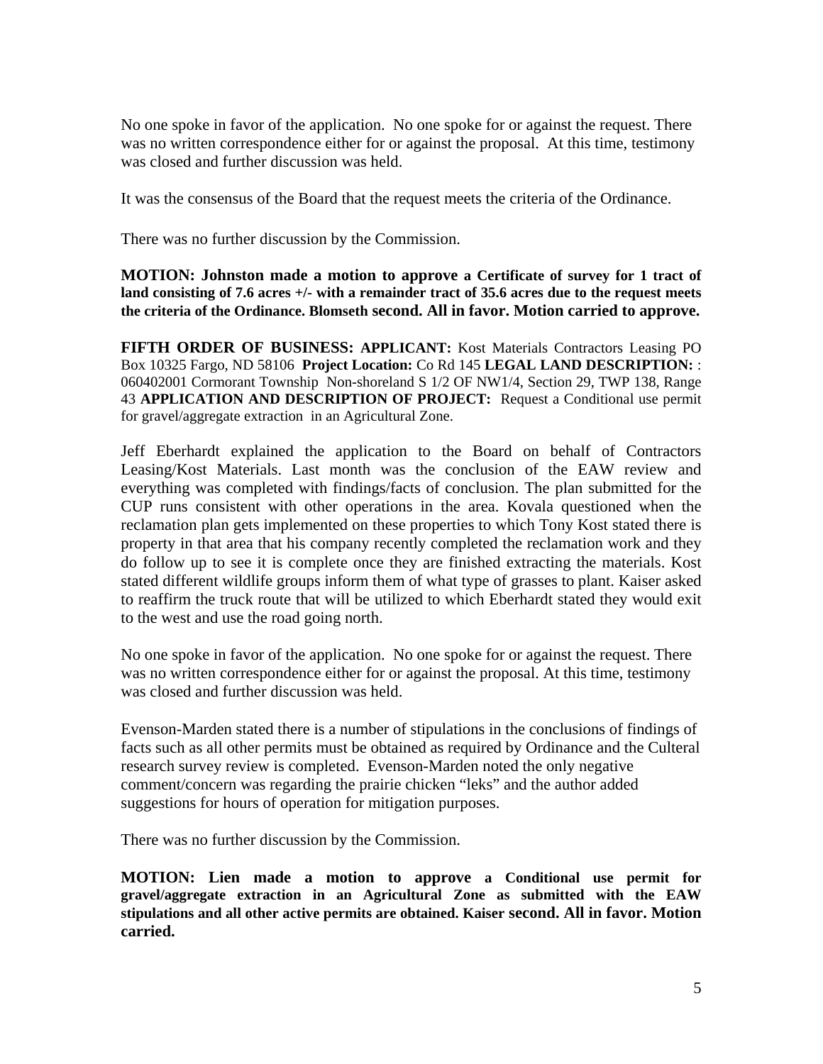No one spoke in favor of the application. No one spoke for or against the request. There was no written correspondence either for or against the proposal. At this time, testimony was closed and further discussion was held.

It was the consensus of the Board that the request meets the criteria of the Ordinance.

There was no further discussion by the Commission.

**MOTION: Johnston made a motion to approve a Certificate of survey for 1 tract of land consisting of 7.6 acres +/- with a remainder tract of 35.6 acres due to the request meets the criteria of the Ordinance. Blomseth second. All in favor. Motion carried to approve.**

**FIFTH ORDER OF BUSINESS: APPLICANT:** Kost Materials Contractors Leasing PO Box 10325 Fargo, ND 58106 **Project Location:** Co Rd 145 **LEGAL LAND DESCRIPTION:** : 060402001 Cormorant Township Non-shoreland S 1/2 OF NW1/4, Section 29, TWP 138, Range 43 **APPLICATION AND DESCRIPTION OF PROJECT:** Request a Conditional use permit for gravel/aggregate extraction in an Agricultural Zone.

Jeff Eberhardt explained the application to the Board on behalf of Contractors Leasing/Kost Materials. Last month was the conclusion of the EAW review and everything was completed with findings/facts of conclusion. The plan submitted for the CUP runs consistent with other operations in the area. Kovala questioned when the reclamation plan gets implemented on these properties to which Tony Kost stated there is property in that area that his company recently completed the reclamation work and they do follow up to see it is complete once they are finished extracting the materials. Kost stated different wildlife groups inform them of what type of grasses to plant. Kaiser asked to reaffirm the truck route that will be utilized to which Eberhardt stated they would exit to the west and use the road going north.

No one spoke in favor of the application. No one spoke for or against the request. There was no written correspondence either for or against the proposal. At this time, testimony was closed and further discussion was held.

Evenson-Marden stated there is a number of stipulations in the conclusions of findings of facts such as all other permits must be obtained as required by Ordinance and the Culteral research survey review is completed. Evenson-Marden noted the only negative comment/concern was regarding the prairie chicken "leks" and the author added suggestions for hours of operation for mitigation purposes.

There was no further discussion by the Commission.

**MOTION: Lien made a motion to approve a Conditional use permit for gravel/aggregate extraction in an Agricultural Zone as submitted with the EAW stipulations and all other active permits are obtained. Kaiser second. All in favor. Motion carried.**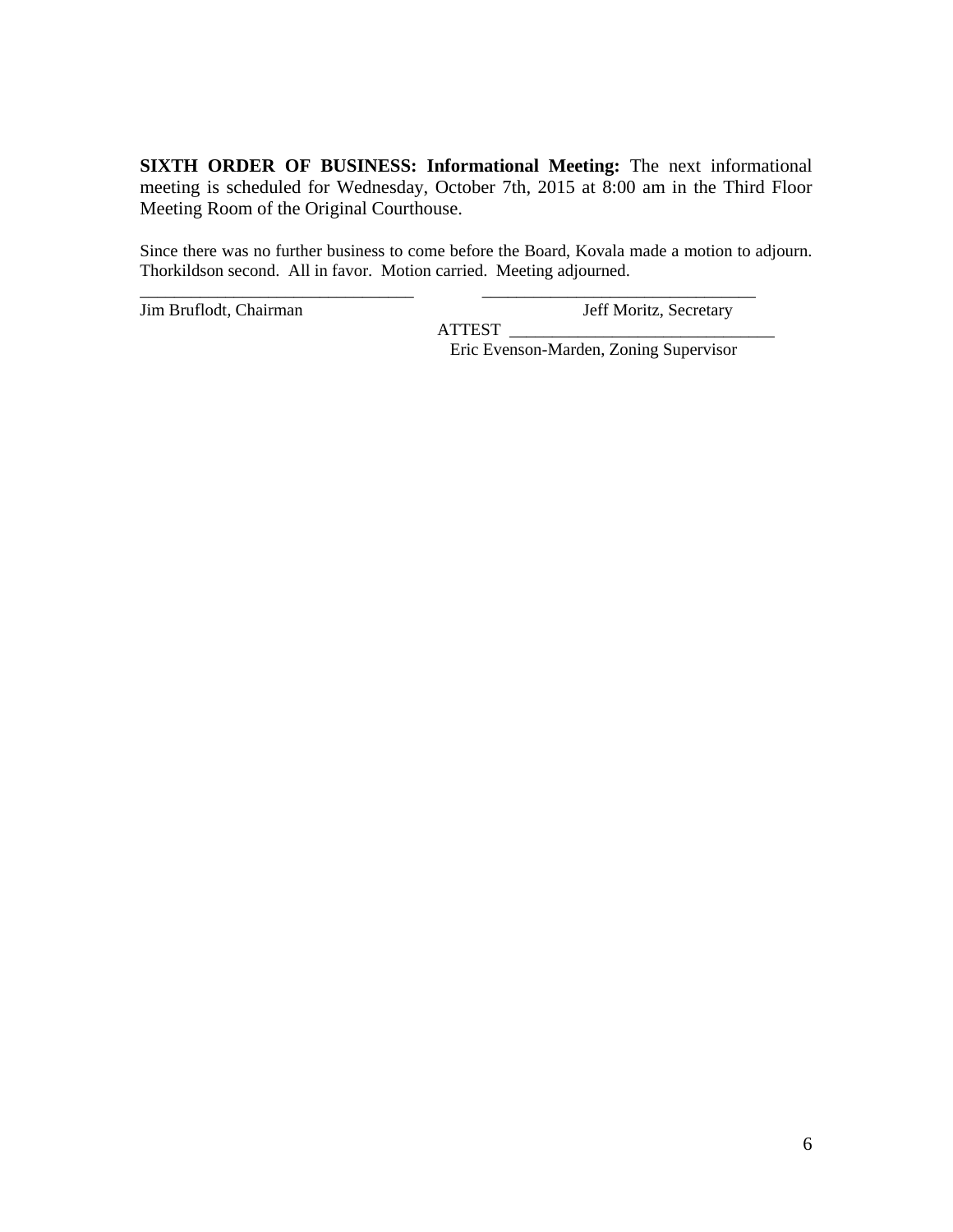**SIXTH ORDER OF BUSINESS: Informational Meeting:** The next informational meeting is scheduled for Wednesday, October 7th, 2015 at 8:00 am in the Third Floor Meeting Room of the Original Courthouse.

Since there was no further business to come before the Board, Kovala made a motion to adjourn. Thorkildson second. All in favor. Motion carried. Meeting adjourned.

\_\_\_\_\_\_\_\_\_\_\_\_\_\_\_\_\_\_\_\_\_\_\_\_\_\_\_\_\_\_\_\_ \_\_\_\_\_\_\_\_\_\_\_\_\_\_\_\_\_\_\_\_\_\_\_\_\_\_\_\_\_\_\_\_

Jim Bruflodt, Chairman Jeff Moritz, Secretary

ATTEST \_\_\_\_\_\_\_\_\_\_\_\_\_\_\_\_\_\_\_\_\_\_\_\_\_\_\_\_\_\_\_\_

Eric Evenson-Marden, Zoning Supervisor